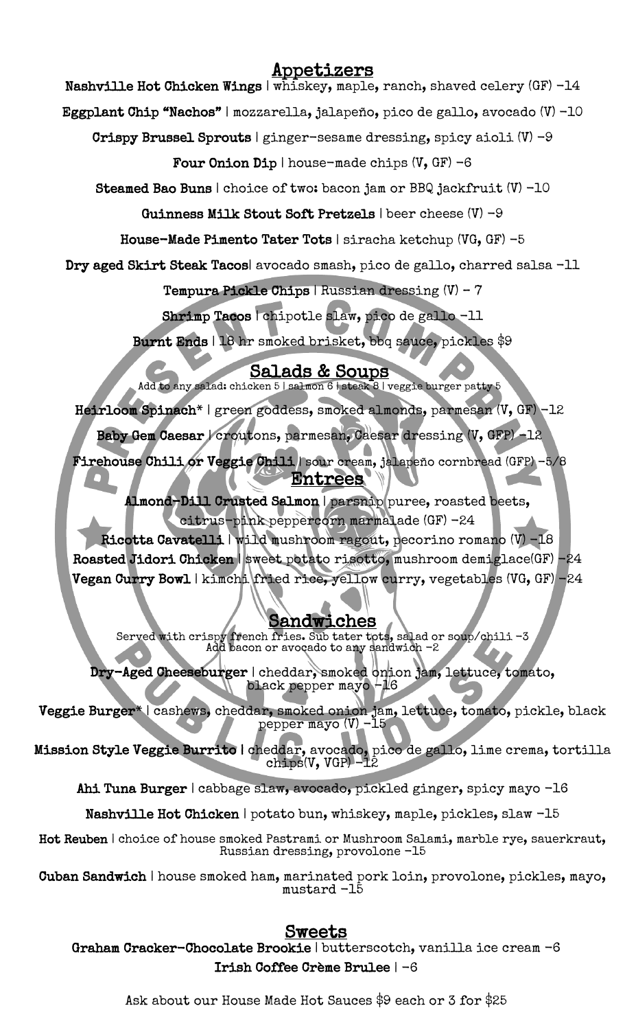## Appetizers

**Nashville Hot Chicken Wings** | whiskey, maple, ranch, shaved celery (GF) -14

**Eggplant Chip "Nachos"** | mozzarella, jalapeño, pico de gallo, avocado (V) -10

**Crispy Brussel Sprouts** | ginger-sesame dressing, spicy aioli (V) -9

**Four Onion Dip** | house-made chips (V, GF) -6

**Steamed Bao Buns** | choice of two: bacon jam or BBQ jackfruit (V) -10

**Guinness Milk Stout Soft Pretzels** | beer cheese (V) -9

**House-Made Pimento Tater Tots** | siracha ketchup (VG, GF) -5

**Dry aged Skirt Steak Tacos**| avocado smash, pico de gallo, charred salsa -11

**Tempura Pickle Chips** | Russian dressing (V) - 7

**Shrimp Tacos** | chipotle slaw, pico de gallo -11

**Burnt Ends** | 18 hr smoked brisket, bbq sauce, pickles $9

## Salads & Soups

Add to any salad: chicken 5 | salmon 6 | steak 8 | veggie burger patty 5

**Heirloom Spinach*** | green goddess, smoked almonds, parmesan (V, GF) -12

**Baby Gem Caesar** | croutons, parmesan, Caesar dressing (V, GFP) -12

**Firehouse Chili or Veggie Chili** | sour cream, jalapeño cornbread (GFP) -5/8

## Entrees

**Almond-Dill Crusted Salmon** | parsnip puree, roasted beets, citrus-pink peppercorn marmalade (GF) -24

**Ricotta Cavatelli** | wild mushroom ragout, pecorino romano (V) -18

**Roasted Jidori Chicken** | sweet potato risotto, mushroom demiglace(GF) -24

**Vegan Curry Bowl** | kimchi fried rice, yellow curry, vegetables (VG, GF) -24

## Sandwiches

Served with crispy french fries. Sub tater tots, salad or soup/chili -3
Add bacon or avocado to any sandwich -2

**Dry-Aged Cheeseburger** | cheddar, smoked onion jam, lettuce, tomato, black pepper mayo -16

**Veggie Burger*** | cashews, cheddar, smoked onion jam, lettuce, tomato, pickle, black pepper mayo (V) -15

**Mission Style Veggie Burrito** | cheddar, avocado, pico de gallo, lime crema, tortilla chips(V, VGP) -12

**Ahi Tuna Burger** | cabbage slaw, avocado, pickled ginger, spicy mayo -16

**Nashville Hot Chicken** | potato bun, whiskey, maple, pickles, slaw -15

**Hot Reuben** | choice of house smoked Pastrami or Mushroom Salami, marble rye, sauerkraut, Russian dressing, provolone -15

**Cuban Sandwich** | house smoked ham, marinated pork loin, provolone, pickles, mayo, mustard -15

## Sweets

**Graham Cracker-Chocolate Brookie** | butterscotch, vanilla ice cream -6

**Irish Coffee Crème Brulee** | -6

Ask about our House Made Hot Sauces $9 each or 3 for $25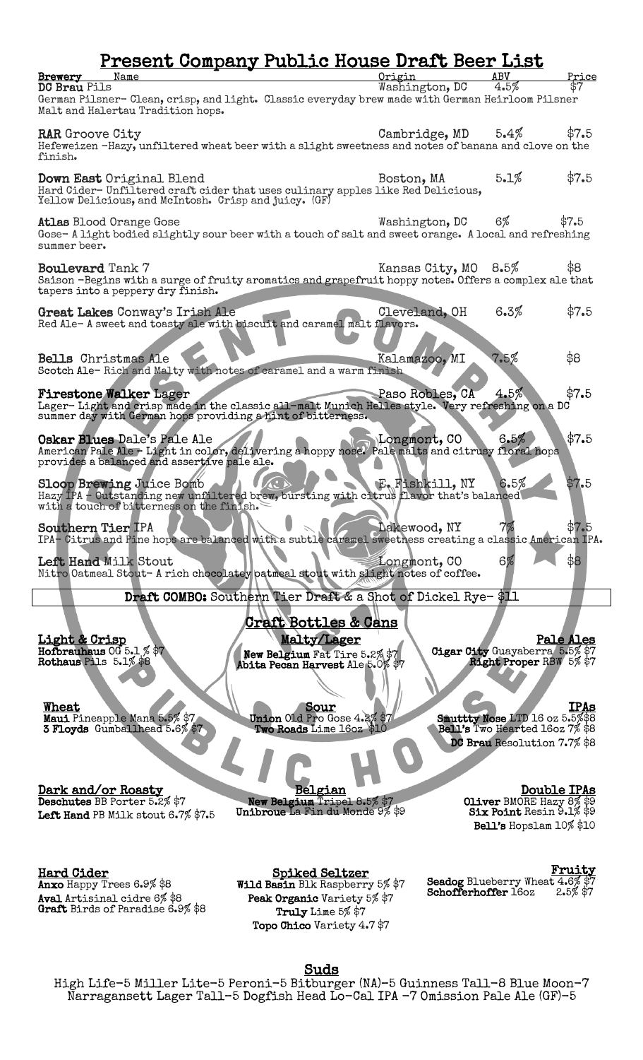# Present Company Public House Draft Beer List

| Brewery Name | Origin | ABV | Price |
|---|---|---|---|
| **DC Brau** Pils | Washington, DC | 4.5% | $7 |

German Pilsner- Clean, crisp, and light. Classic everyday brew made with German Heirloom Pilsner Malt and Halertau Tradition hops.

| | | | |
|---|---|---|---|
| **RAR** Groove City | Cambridge, MD | 5.4% | $7.5 |

Hefeweizen -Hazy, unfiltered wheat beer with a slight sweetness and notes of banana and clove on the finish.

| | | | |
|---|---|---|---|
| **Down East** Original Blend | Boston, MA | 5.1% | $7.5 |

Hard Cider- Unfiltered craft cider that uses culinary apples like Red Delicious, Yellow Delicious, and McIntosh. Crisp and juicy. (GF)

| | | | |
|---|---|---|---|
| **Atlas** Blood Orange Gose | Washington, DC | 6% | $7.5 |

Gose- A light bodied slightly sour beer with a touch of salt and sweet orange. A local and refreshing summer beer.

| | | | |
|---|---|---|---|
| **Boulevard** Tank 7 | Kansas City, MO | 8.5% | $8 |

Saison -Begins with a surge of fruity aromatics and grapefruit hoppy notes. Offers a complex ale that tapers into a peppery dry finish.

| | | | |
|---|---|---|---|
| **Great Lakes** Conway's Irish Ale | Cleveland, OH | 6.3% | $7.5 |

Red Ale- A sweet and toasty ale with biscuit and caramel malt flavors.

| | | | |
|---|---|---|---|
| **Bells** Christmas Ale | Kalamazoo, MI | 7.5% | $8 |

Scotch Ale- Rich and Malty with notes of caramel and a warm finish

| | | | |
|---|---|---|---|
| **Firestone Walker** Lager | Paso Robles, CA | 4.5% | $7.5 |

Lager- Light and crisp made in the classic all-malt Munich Helles style. Very refreshing on a DC summer day with German hops providing a hint of bitterness.

| | | | |
|---|---|---|---|
| **Oskar Blues** Dale's Pale Ale | Longmont, CO | 6.5% | $7.5 |

American Pale Ale - Light in color, delivering a hoppy nose. Pale malts and citrusy floral hops provides a balanced and assertive pale ale.

| | | | |
|---|---|---|---|
| **Sloop Brewing** Juice Bomb | E. Fishkill, NY | 6.5% | $7.5 |

Hazy IPA - Outstanding new unfiltered brew, bursting with citrus flavor that's balanced with a touch of bitterness on the finish.

| | | | |
|---|---|---|---|
| **Southern Tier** IPA | Lakewood, NY | 7% | $7.5 |

IPA- Citrus and Pine hops are balanced with a subtle caramel sweetness creating a classic American IPA.

| | | | |
|---|---|---|---|
| **Left Hand** Milk Stout | Longmont, CO | 6% | $8 |

Nitro Oatmeal Stout- A rich chocolatey oatmeal stout with slight notes of coffee.

**Draft COMBO:** Southern Tier Draft & a Shot of Dickel Rye- $11

## Craft Bottles & Cans

**Light & Crisp**
- **Hofbrauhaus** OG 5.1 % $7
- **Rothaus** Pils 5.1% $8

**Malty/Lager**
- **New Belgium** Fat Tire 5.2% $7
- **Abita Pecan Harvest** Ale 5.0% $7

**Pale Ales**
- **Cigar City** Guayaberra 5.5% $7
- **Right Proper** RBW 5% $7

**Wheat**
- **Maui** Pineapple Mana 5.5% $7
- **3 Floyds** Gumballhead 5.6% $7

**Sour**
- **Union** Old Pro Gose 4.2% $7
- **Two Roads** Lime 16oz $10

**IPAs**
- **Smuttty Nose** LTD 16 oz 5.5% $8
- **Bell's** Two Hearted 16oz 7% $8
- **DC Brau** Resolution 7.7% $8

**Dark and/or Roasty**
- **Deschutes** BB Porter 5.2% $7
- **Left Hand** PB Milk stout 6.7% $7.5

**Belgian**
- **New Belgium** Tripel 8.5% $7
- **Unibroue** La Fin du Monde 9% $9

**Double IPAs**
- **Oliver** BMORE Hazy 8% $9
- **Six Point** Resin 9.1% $9
- **Bell's** Hopslam 10% $10

**Hard Cider**
- **Anxo** Happy Trees 6.9% $8
- **Aval** Artisinal cidre 6% $8
- **Graft** Birds of Paradise 6.9% $8

**Spiked Seltzer**
- **Wild Basin** Blk Raspberry 5% $7
- **Peak Organic** Variety 5% $7
- **Truly** Lime 5% $7
- **Topo Chico** Variety 4.7 $7

**Fruity**
- **Seadog** Blueberry Wheat 4.6% $7
- **Schofferhoffer** 16oz 2.5% $7

## Suds

High Life-5 Miller Lite-5 Peroni-5 Bitburger (NA)-5 Guinness Tall-8 Blue Moon-7 Narragansett Lager Tall-5 Dogfish Head Lo-Cal IPA -7 Omission Pale Ale (GF)-5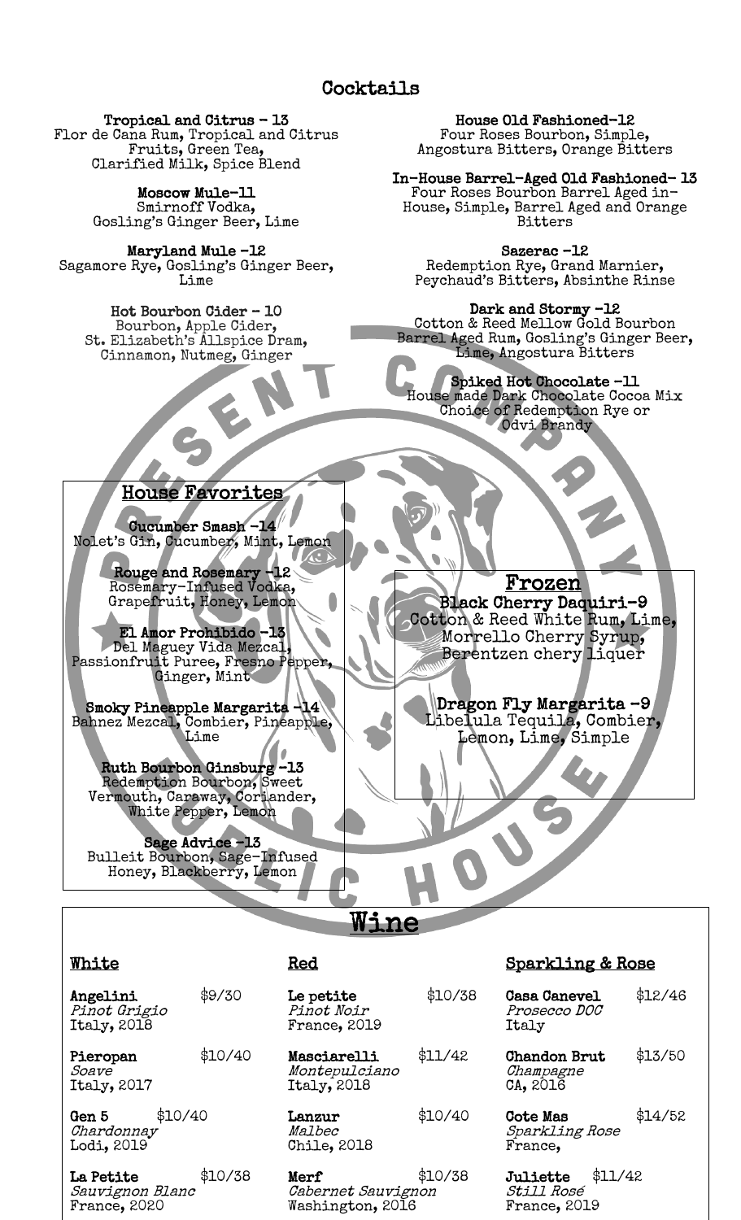# Cocktails

**Tropical and Citrus – 13**
Flor de Cana Rum, Tropical and Citrus Fruits, Green Tea, Clarified Milk, Spice Blend

**Moscow Mule-11**
Smirnoff Vodka, Gosling's Ginger Beer, Lime

**Maryland Mule -12**
Sagamore Rye, Gosling's Ginger Beer, Lime

**Hot Bourbon Cider – 10**
Bourbon, Apple Cider, St. Elizabeth's Allspice Dram, Cinnamon, Nutmeg, Ginger

**House Old Fashioned-12**
Four Roses Bourbon, Simple, Angostura Bitters, Orange Bitters

**In-House Barrel-Aged Old Fashioned- 13**
Four Roses Bourbon Barrel Aged in-House, Simple, Barrel Aged and Orange Bitters

**Sazerac -12**
Redemption Rye, Grand Marnier, Peychaud's Bitters, Absinthe Rinse

**Dark and Stormy -12**
Cotton & Reed Mellow Gold Bourbon Barrel Aged Rum, Gosling's Ginger Beer, Lime, Angostura Bitters

**Spiked Hot Chocolate -11**
House made Dark Chocolate Cocoa Mix Choice of Redemption Rye or Odvi Brandy

## House Favorites

**Cucumber Smash -14**
Nolet's Gin, Cucumber, Mint, Lemon

**Rouge and Rosemary -12**
Rosemary-Infused Vodka, Grapefruit, Honey, Lemon

**El Amor Prohibido -13**
Del Maguey Vida Mezcal, Passionfruit Puree, Fresno Pepper, Ginger, Mint

**Smoky Pineapple Margarita -14**
Bahnez Mezcal, Combier, Pineapple, Lime

**Ruth Bourbon Ginsburg -13**
Redemption Bourbon, Sweet Vermouth, Caraway, Coriander, White Pepper, Lemon

**Sage Advice -13**
Bulleit Bourbon, Sage-Infused Honey, Blackberry, Lemon

## Frozen

**Black Cherry Daquiri-9**
Cotton & Reed White Rum, Lime, Morrello Cherry Syrup, Berentzen chery liquer

**Dragon Fly Margarita -9**
Libelula Tequila, Combier, Lemon, Lime, Simple

# Wine

## White

**Angelini** $9/30
*Pinot Grigio*
Italy, 2018

**Pieropan** $10/40
*Soave*
Italy, 2017

**Gen 5** $10/40
*Chardonnay*
Lodi, 2019

**La Petite** $10/38
*Sauvignon Blanc*
France, 2020

## Red

**Le petite** $10/38
*Pinot Noir*
France, 2019

**Masciarelli** $11/42
*Montepulciano*
Italy, 2018

**Lanzur** $10/40
*Malbec*
Chile, 2018

**Merf** $10/38
*Cabernet Sauvignon*
Washington, 2016

## Sparkling & Rose

**Casa Canevel** $12/46
*Prosecco DOC*
Italy

**Chandon Brut** $13/50
*Champagne*
CA, 2016

**Cote Mas** $14/52
*Sparkling Rose*
France,

**Juliette** $11/42
*Still Rosé*
France, 2019